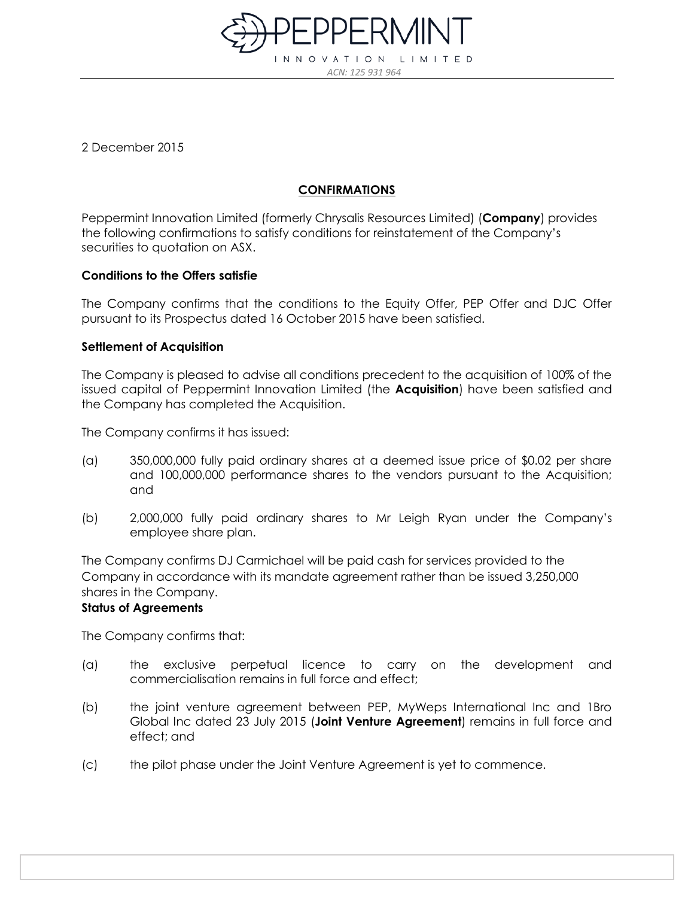# PEPPERMINT

INNOVATION LIMITED

*ACN: 125 931 964*

2 December 2015

## CONFIRMATIONS

Peppermint Innovation Limited (formerly Chrysalis Resources Limited) (**Company**) provides the following confirmations to satisfy conditions for reinstatement of the Company's securities to quotation on ASX.

### Conditions to the Offers satisfie

The Company confirms that the conditions to the Equity Offer, PEP Offer and DJC Offer pursuant to its Prospectus dated 16 October 2015 have been satisfied.

### Settlement of Acquisition

The Company is pleased to advise all conditions precedent to the acquisition of 100% of the issued capital of Peppermint Innovation Limited (the **Acquisition**) have been satisfied and the Company has completed the Acquisition.

The Company confirms it has issued:

(a) 350,000,000 fully paid ordinary shares at a deemed issue price of $0.02 per share and 100,000,000 performance shares to the vendors pursuant to the Acquisition; and

(b) 2,000,000 fully paid ordinary shares to Mr Leigh Ryan under the Company's employee share plan.

The Company confirms DJ Carmichael will be paid cash for services provided to the Company in accordance with its mandate agreement rather than be issued 3,250,000 shares in the Company.

### Status of Agreements

The Company confirms that:

(a) the exclusive perpetual licence to carry on the development and commercialisation remains in full force and effect;

(b) the joint venture agreement between PEP, MyWeps International Inc and 1Bro Global Inc dated 23 July 2015 (**Joint Venture Agreement**) remains in full force and effect; and

(c) the pilot phase under the Joint Venture Agreement is yet to commence.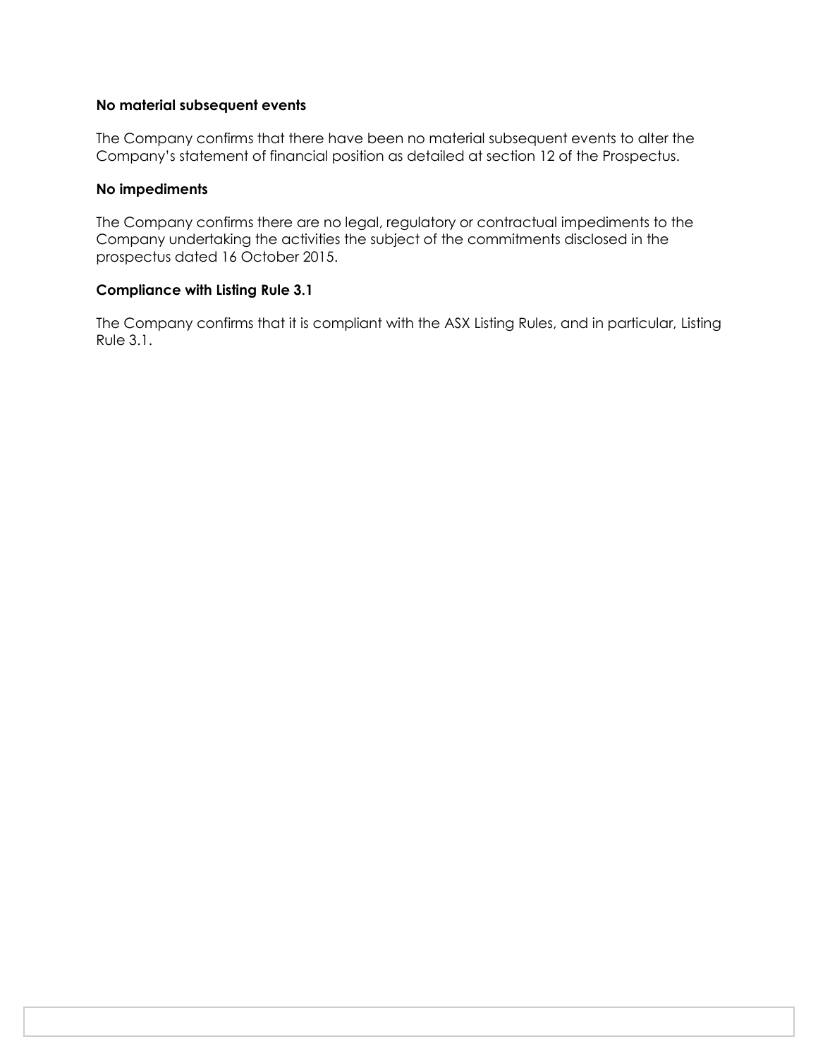**No material subsequent events**

The Company confirms that there have been no material subsequent events to alter the Company's statement of financial position as detailed at section 12 of the Prospectus.

**No impediments**

The Company confirms there are no legal, regulatory or contractual impediments to the Company undertaking the activities the subject of the commitments disclosed in the prospectus dated 16 October 2015.

**Compliance with Listing Rule 3.1**

The Company confirms that it is compliant with the ASX Listing Rules, and in particular, Listing Rule 3.1.